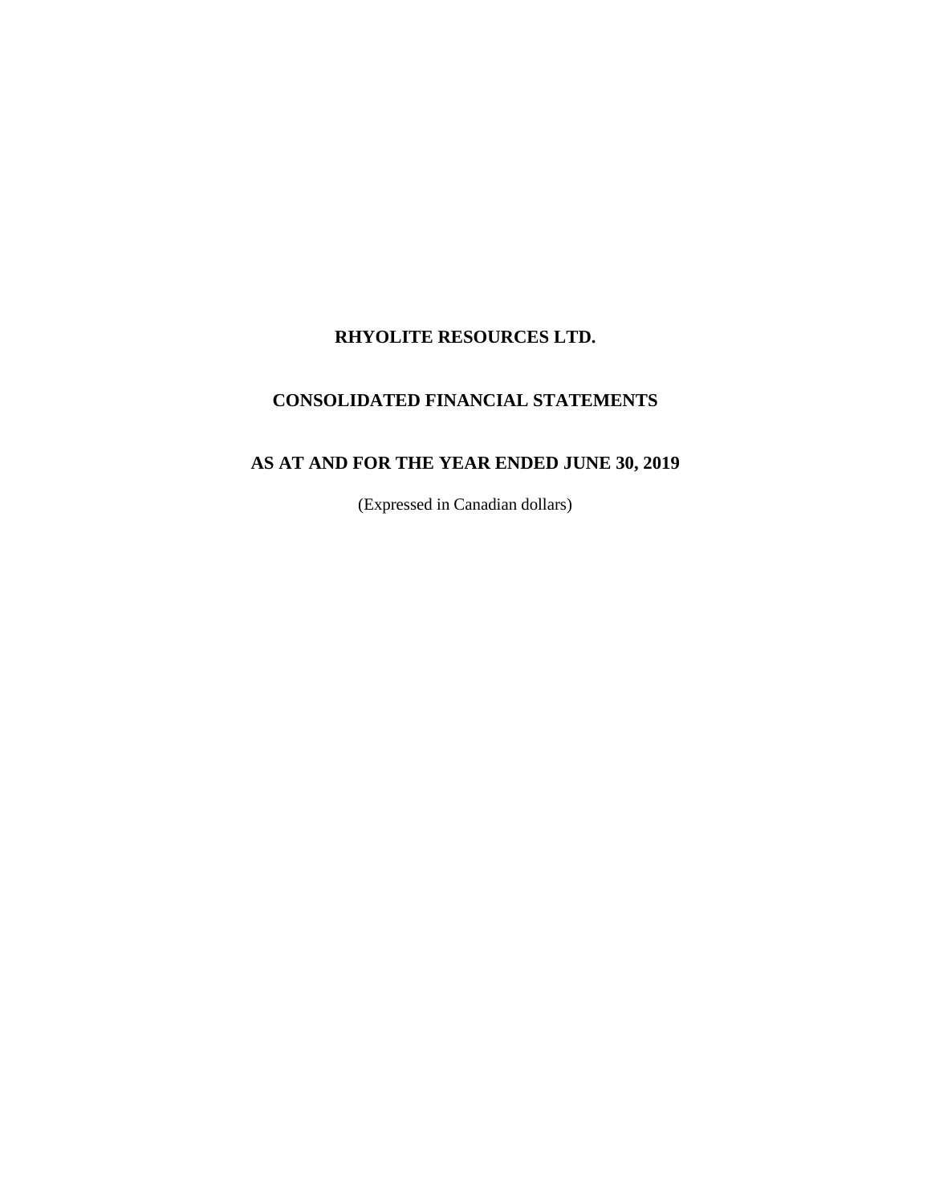# RHYOLITE RESOURCES LTD.

## CONSOLIDATED FINANCIAL STATEMENTS

## AS AT AND FOR THE YEAR ENDED JUNE 30, 2019

(Expressed in Canadian dollars)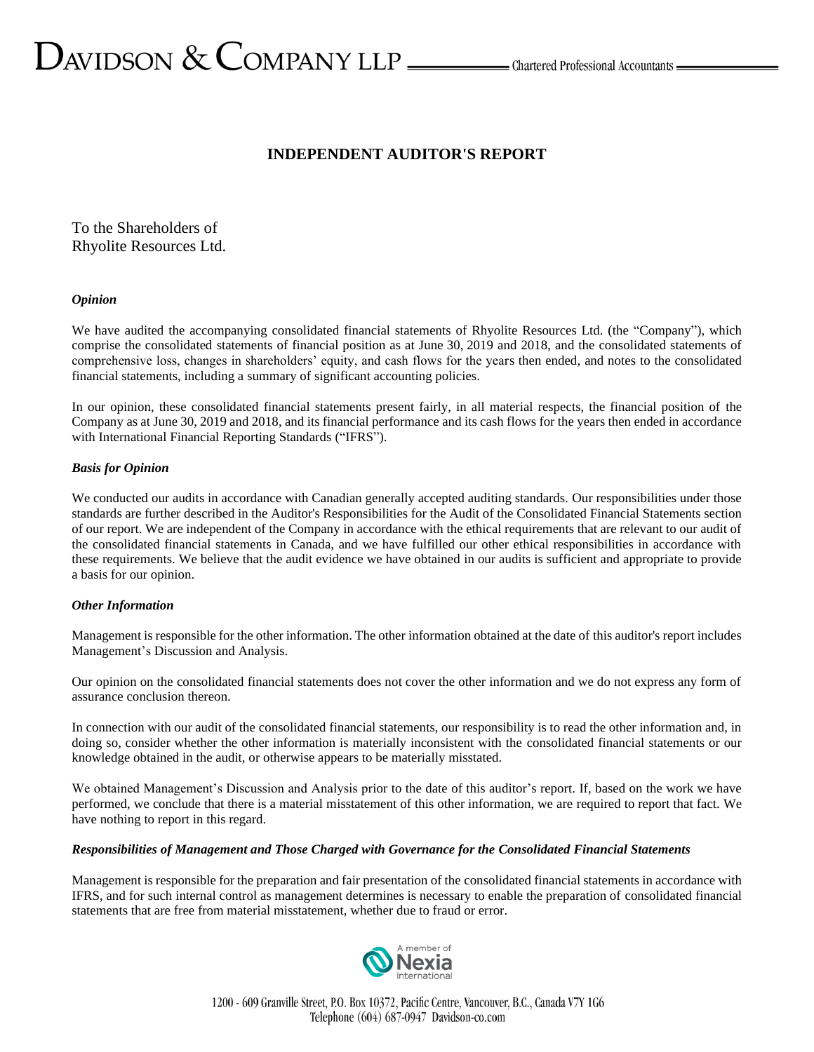# INDEPENDENT AUDITOR'S REPORT

To the Shareholders of
Rhyolite Resources Ltd.

### *Opinion*

We have audited the accompanying consolidated financial statements of Rhyolite Resources Ltd. (the "Company"), which comprise the consolidated statements of financial position as at June 30, 2019 and 2018, and the consolidated statements of comprehensive loss, changes in shareholders' equity, and cash flows for the years then ended, and notes to the consolidated financial statements, including a summary of significant accounting policies.

In our opinion, these consolidated financial statements present fairly, in all material respects, the financial position of the Company as at June 30, 2019 and 2018, and its financial performance and its cash flows for the years then ended in accordance with International Financial Reporting Standards ("IFRS").

### *Basis for Opinion*

We conducted our audits in accordance with Canadian generally accepted auditing standards. Our responsibilities under those standards are further described in the Auditor's Responsibilities for the Audit of the Consolidated Financial Statements section of our report. We are independent of the Company in accordance with the ethical requirements that are relevant to our audit of the consolidated financial statements in Canada, and we have fulfilled our other ethical responsibilities in accordance with these requirements. We believe that the audit evidence we have obtained in our audits is sufficient and appropriate to provide a basis for our opinion.

### *Other Information*

Management is responsible for the other information. The other information obtained at the date of this auditor's report includes Management's Discussion and Analysis.

Our opinion on the consolidated financial statements does not cover the other information and we do not express any form of assurance conclusion thereon.

In connection with our audit of the consolidated financial statements, our responsibility is to read the other information and, in doing so, consider whether the other information is materially inconsistent with the consolidated financial statements or our knowledge obtained in the audit, or otherwise appears to be materially misstated.

We obtained Management's Discussion and Analysis prior to the date of this auditor's report. If, based on the work we have performed, we conclude that there is a material misstatement of this other information, we are required to report that fact. We have nothing to report in this regard.

### *Responsibilities of Management and Those Charged with Governance for the Consolidated Financial Statements*

Management is responsible for the preparation and fair presentation of the consolidated financial statements in accordance with IFRS, and for such internal control as management determines is necessary to enable the preparation of consolidated financial statements that are free from material misstatement, whether due to fraud or error.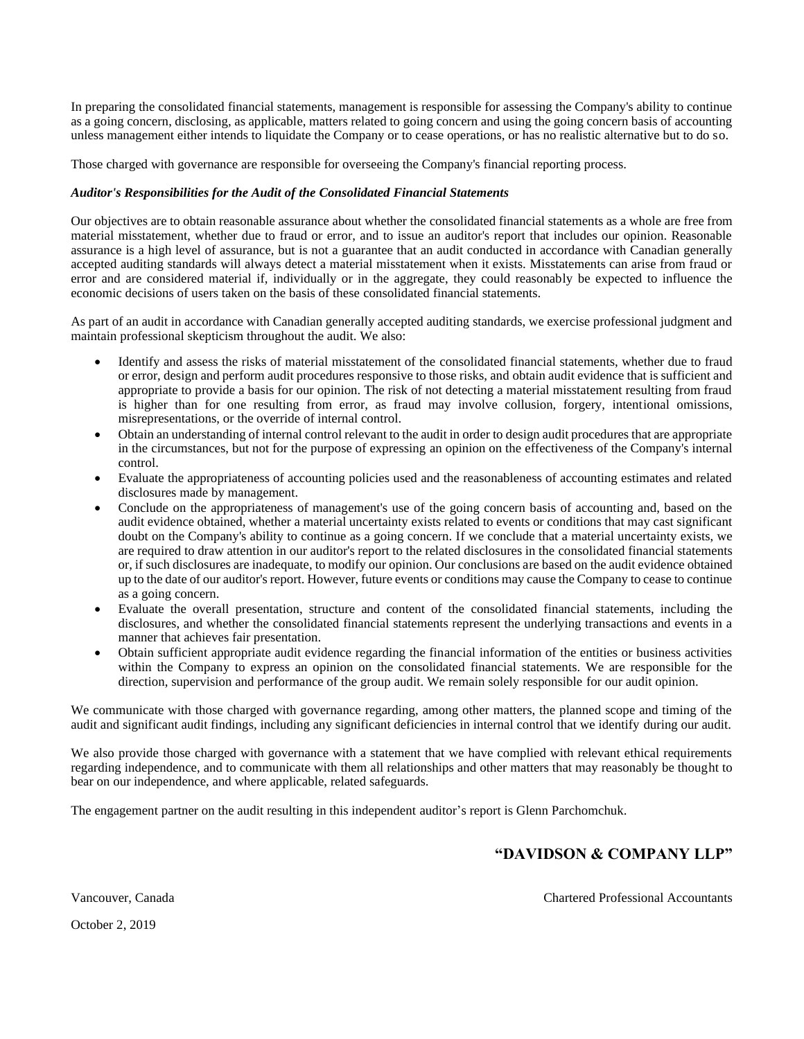In preparing the consolidated financial statements, management is responsible for assessing the Company's ability to continue as a going concern, disclosing, as applicable, matters related to going concern and using the going concern basis of accounting unless management either intends to liquidate the Company or to cease operations, or has no realistic alternative but to do so.

Those charged with governance are responsible for overseeing the Company's financial reporting process.

***Auditor's Responsibilities for the Audit of the Consolidated Financial Statements***

Our objectives are to obtain reasonable assurance about whether the consolidated financial statements as a whole are free from material misstatement, whether due to fraud or error, and to issue an auditor's report that includes our opinion. Reasonable assurance is a high level of assurance, but is not a guarantee that an audit conducted in accordance with Canadian generally accepted auditing standards will always detect a material misstatement when it exists. Misstatements can arise from fraud or error and are considered material if, individually or in the aggregate, they could reasonably be expected to influence the economic decisions of users taken on the basis of these consolidated financial statements.

As part of an audit in accordance with Canadian generally accepted auditing standards, we exercise professional judgment and maintain professional skepticism throughout the audit. We also:

- Identify and assess the risks of material misstatement of the consolidated financial statements, whether due to fraud or error, design and perform audit procedures responsive to those risks, and obtain audit evidence that is sufficient and appropriate to provide a basis for our opinion. The risk of not detecting a material misstatement resulting from fraud is higher than for one resulting from error, as fraud may involve collusion, forgery, intentional omissions, misrepresentations, or the override of internal control.
- Obtain an understanding of internal control relevant to the audit in order to design audit procedures that are appropriate in the circumstances, but not for the purpose of expressing an opinion on the effectiveness of the Company's internal control.
- Evaluate the appropriateness of accounting policies used and the reasonableness of accounting estimates and related disclosures made by management.
- Conclude on the appropriateness of management's use of the going concern basis of accounting and, based on the audit evidence obtained, whether a material uncertainty exists related to events or conditions that may cast significant doubt on the Company's ability to continue as a going concern. If we conclude that a material uncertainty exists, we are required to draw attention in our auditor's report to the related disclosures in the consolidated financial statements or, if such disclosures are inadequate, to modify our opinion. Our conclusions are based on the audit evidence obtained up to the date of our auditor's report. However, future events or conditions may cause the Company to cease to continue as a going concern.
- Evaluate the overall presentation, structure and content of the consolidated financial statements, including the disclosures, and whether the consolidated financial statements represent the underlying transactions and events in a manner that achieves fair presentation.
- Obtain sufficient appropriate audit evidence regarding the financial information of the entities or business activities within the Company to express an opinion on the consolidated financial statements. We are responsible for the direction, supervision and performance of the group audit. We remain solely responsible for our audit opinion.

We communicate with those charged with governance regarding, among other matters, the planned scope and timing of the audit and significant audit findings, including any significant deficiencies in internal control that we identify during our audit.

We also provide those charged with governance with a statement that we have complied with relevant ethical requirements regarding independence, and to communicate with them all relationships and other matters that may reasonably be thought to bear on our independence, and where applicable, related safeguards.

The engagement partner on the audit resulting in this independent auditor's report is Glenn Parchomchuk.

**"DAVIDSON & COMPANY LLP"**

Vancouver, Canada

Chartered Professional Accountants

October 2, 2019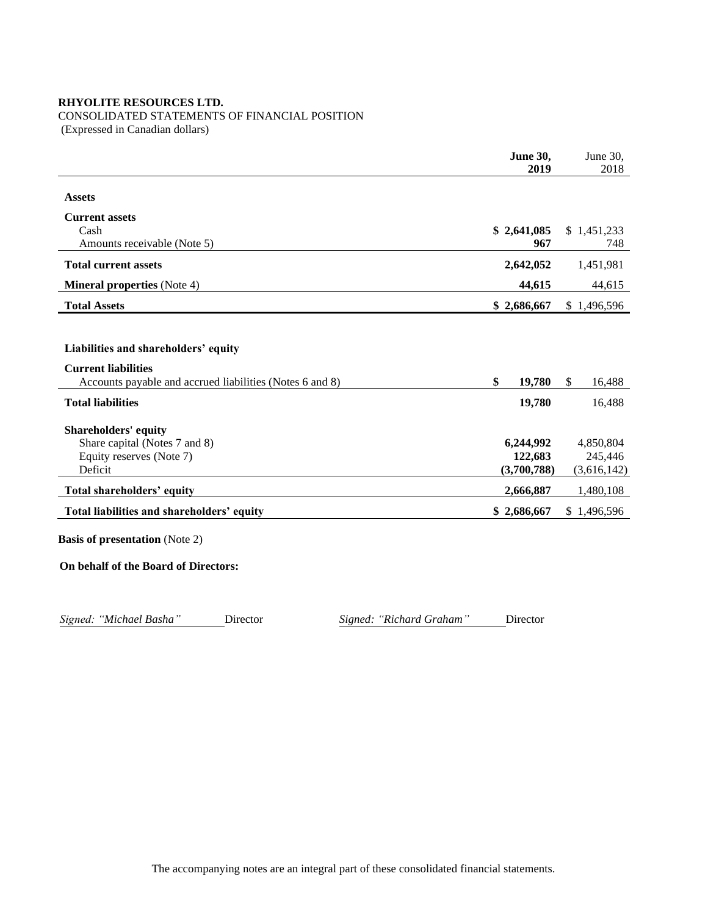**RHYOLITE RESOURCES LTD.**

CONSOLIDATED STATEMENTS OF FINANCIAL POSITION

(Expressed in Canadian dollars)

| | **June 30, 2019** | June 30, 2018 |
|---|---|---|
| **Assets** | | |
| **Current assets** | | |
| Cash | **$ 2,641,085** | $ 1,451,233 |
| Amounts receivable (Note 5) | **967** | 748 |
| **Total current assets** | **2,642,052** | 1,451,981 |
| **Mineral properties** (Note 4) | **44,615** | 44,615 |
| **Total Assets** | **$ 2,686,667** | $ 1,496,596 |
| | | |
| **Liabilities and shareholders' equity** | | |
| **Current liabilities** | | |
| Accounts payable and accrued liabilities (Notes 6 and 8) | **$ 19,780** | $ 16,488 |
| **Total liabilities** | **19,780** | 16,488 |
| **Shareholders' equity** | | |
| Share capital (Notes 7 and 8) | **6,244,992** | 4,850,804 |
| Equity reserves (Note 7) | **122,683** | 245,446 |
| Deficit | **(3,700,788)** | (3,616,142) |
| **Total shareholders' equity** | **2,666,887** | 1,480,108 |
| **Total liabilities and shareholders' equity** | **$ 2,686,667** | $ 1,496,596 |

**Basis of presentation** (Note 2)

**On behalf of the Board of Directors:**

*Signed: "Michael Basha"* Director *Signed: "Richard Graham"* Director

The accompanying notes are an integral part of these consolidated financial statements.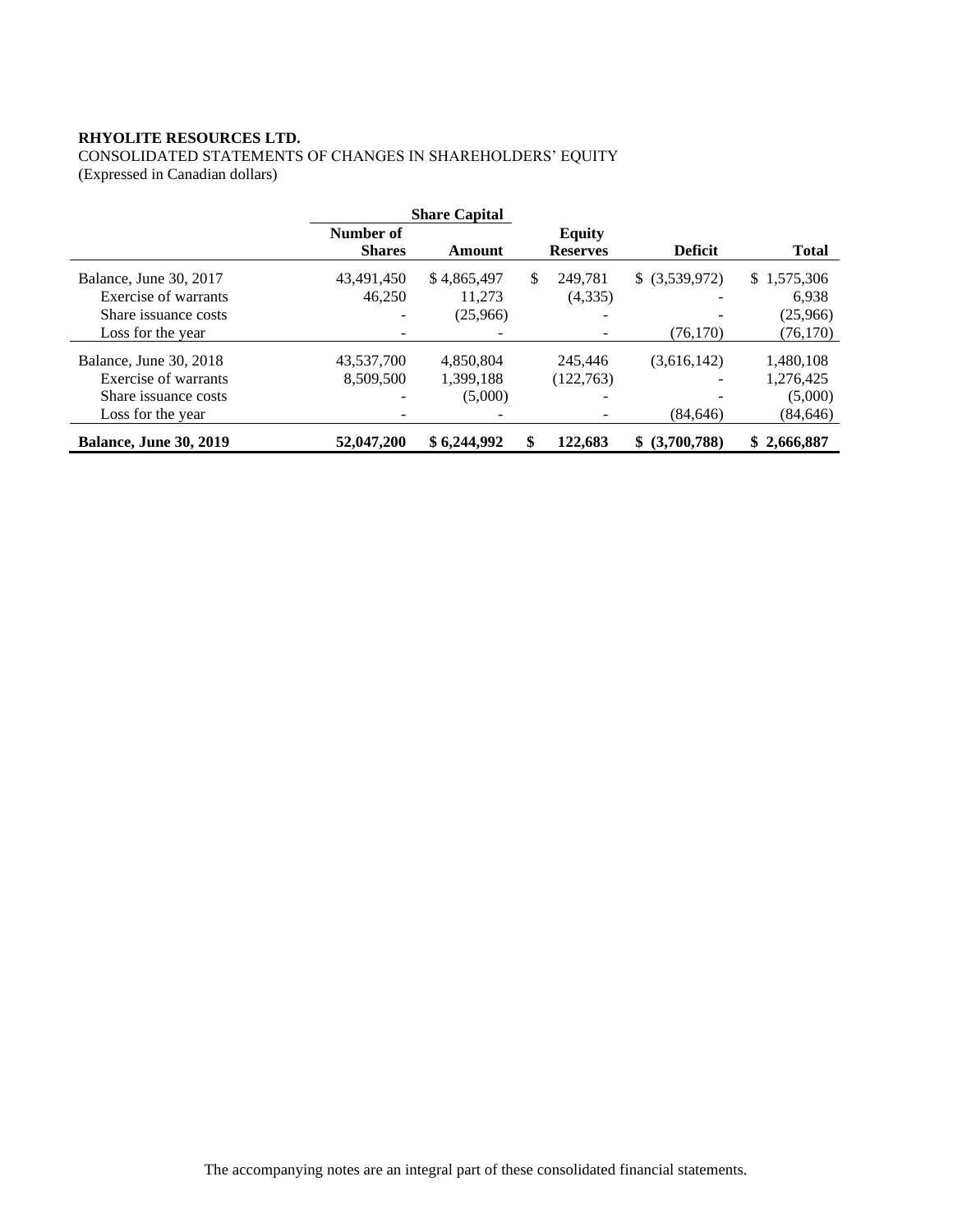**RHYOLITE RESOURCES LTD.**
CONSOLIDATED STATEMENTS OF CHANGES IN SHAREHOLDERS' EQUITY
(Expressed in Canadian dollars)

| | Share Capital | | | | |
|---|---|---|---|---|---|
| | Number of Shares | Amount | Equity Reserves | Deficit | Total |
| Balance, June 30, 2017 | 43,491,450 | $ 4,865,497 | $ 249,781 | $ (3,539,972) | $ 1,575,306 |
| Exercise of warrants | 46,250 | 11,273 | (4,335) | - | 6,938 |
| Share issuance costs | - | (25,966) | - | - | (25,966) |
| Loss for the year | - | - | - | (76,170) | (76,170) |
| Balance, June 30, 2018 | 43,537,700 | 4,850,804 | 245,446 | (3,616,142) | 1,480,108 |
| Exercise of warrants | 8,509,500 | 1,399,188 | (122,763) | - | 1,276,425 |
| Share issuance costs | - | (5,000) | - | - | (5,000) |
| Loss for the year | - | - | - | (84,646) | (84,646) |
| **Balance, June 30, 2019** | **52,047,200** | **$ 6,244,992** | **$ 122,683** | **$ (3,700,788)** | **$ 2,666,887** |

The accompanying notes are an integral part of these consolidated financial statements.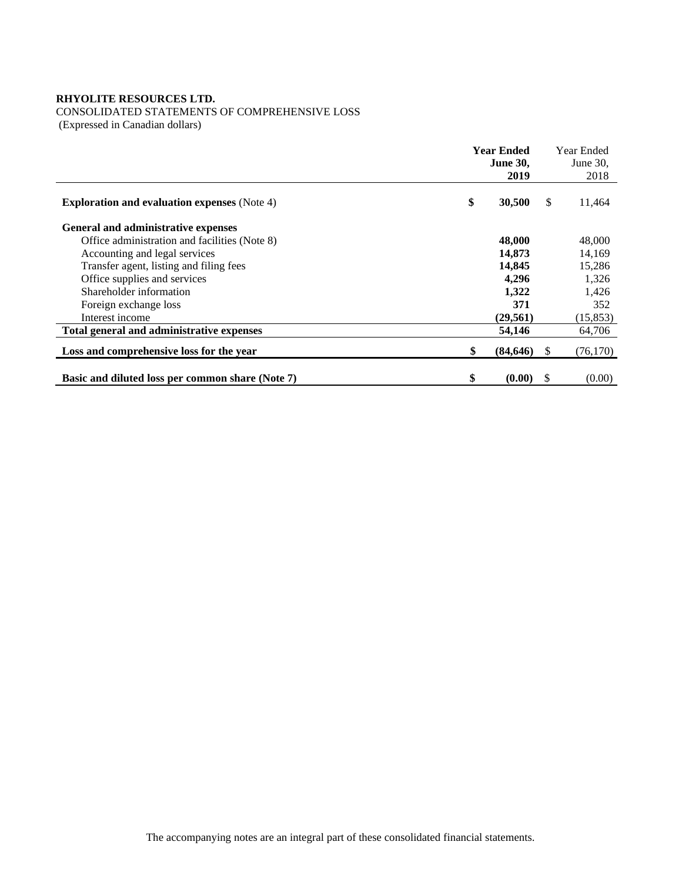**RHYOLITE RESOURCES LTD.**
CONSOLIDATED STATEMENTS OF COMPREHENSIVE LOSS
(Expressed in Canadian dollars)

| | **Year Ended June 30, 2019** | Year Ended June 30, 2018 |
|---|---|---|
| **Exploration and evaluation expenses** (Note 4) | **$ 30,500** | $ 11,464 |
| **General and administrative expenses** | | |
| Office administration and facilities (Note 8) | **48,000** | 48,000 |
| Accounting and legal services | **14,873** | 14,169 |
| Transfer agent, listing and filing fees | **14,845** | 15,286 |
| Office supplies and services | **4,296** | 1,326 |
| Shareholder information | **1,322** | 1,426 |
| Foreign exchange loss | **371** | 352 |
| Interest income | **(29,561)** | (15,853) |
| **Total general and administrative expenses** | **54,146** | 64,706 |
| **Loss and comprehensive loss for the year** | **$ (84,646)** | $ (76,170) |
| **Basic and diluted loss per common share (Note 7)** | **$ (0.00)** | $ (0.00) |

The accompanying notes are an integral part of these consolidated financial statements.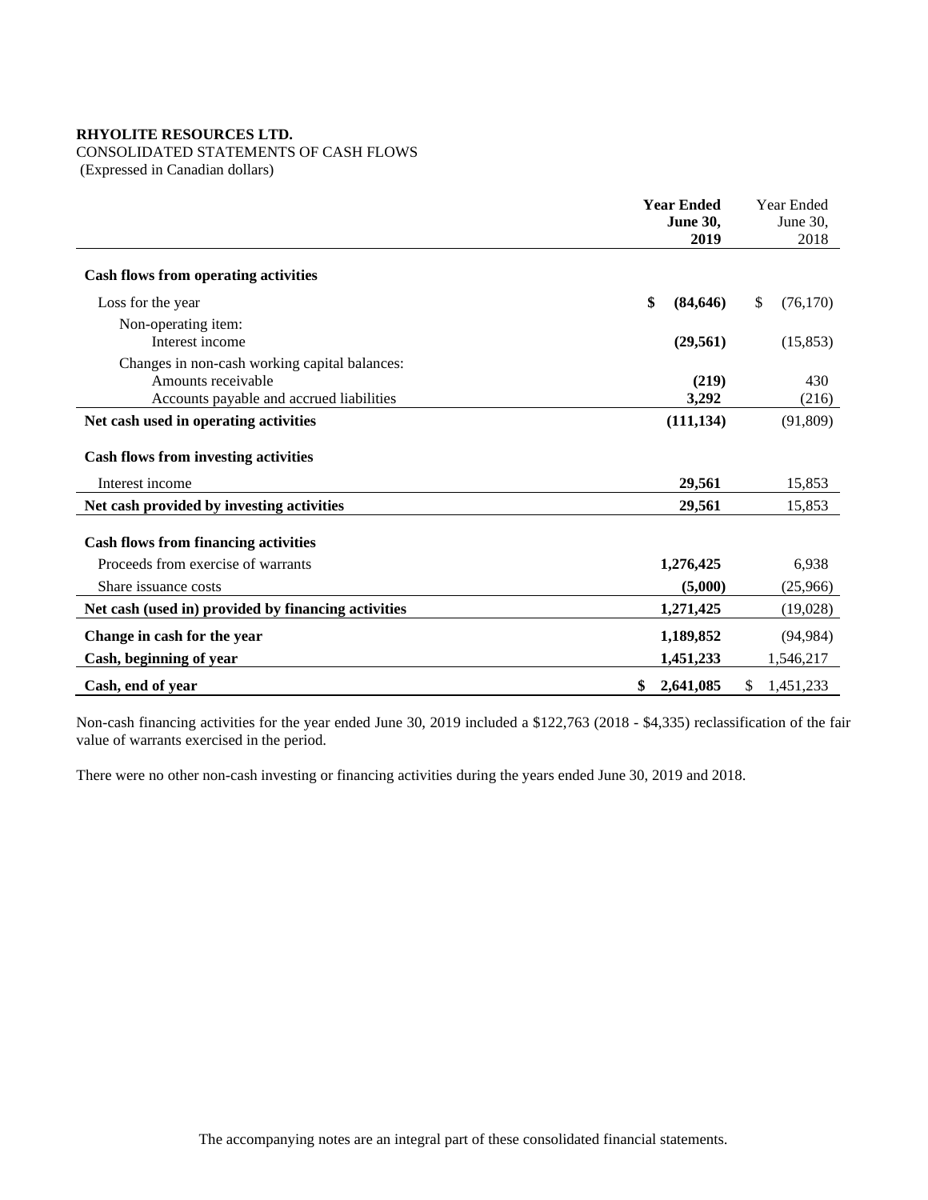**RHYOLITE RESOURCES LTD.**

CONSOLIDATED STATEMENTS OF CASH FLOWS

(Expressed in Canadian dollars)

| | **Year Ended June 30, 2019** | Year Ended June 30, 2018 |
|---|---|---|
| **Cash flows from operating activities** | | |
| Loss for the year | **$ (84,646)** | $ (76,170) |
| Non-operating item: | | |
| Interest income | **(29,561)** | (15,853) |
| Changes in non-cash working capital balances: | | |
| Amounts receivable | **(219)** | 430 |
| Accounts payable and accrued liabilities | **3,292** | (216) |
| **Net cash used in operating activities** | **(111,134)** | (91,809) |
| **Cash flows from investing activities** | | |
| Interest income | **29,561** | 15,853 |
| **Net cash provided by investing activities** | **29,561** | 15,853 |
| **Cash flows from financing activities** | | |
| Proceeds from exercise of warrants | **1,276,425** | 6,938 |
| Share issuance costs | **(5,000)** | (25,966) |
| **Net cash (used in) provided by financing activities** | **1,271,425** | (19,028) |
| **Change in cash for the year** | **1,189,852** | (94,984) |
| **Cash, beginning of year** | **1,451,233** | 1,546,217 |
| **Cash, end of year** | **$ 2,641,085** | $ 1,451,233 |

Non-cash financing activities for the year ended June 30, 2019 included a $122,763 (2018 - $4,335) reclassification of the fair value of warrants exercised in the period.

There were no other non-cash investing or financing activities during the years ended June 30, 2019 and 2018.

The accompanying notes are an integral part of these consolidated financial statements.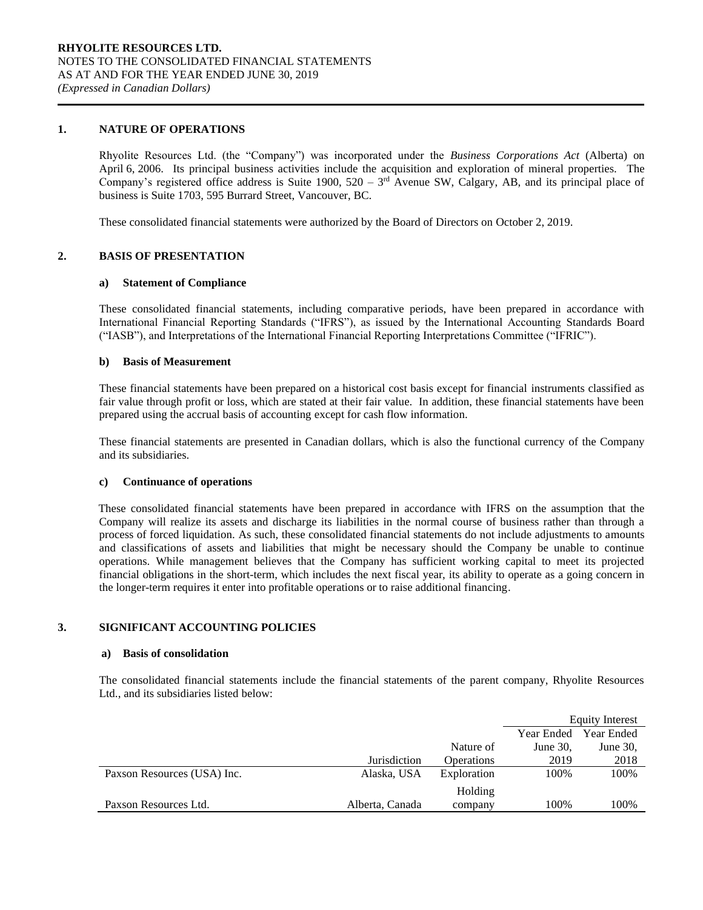## 1. NATURE OF OPERATIONS

Rhyolite Resources Ltd. (the "Company") was incorporated under the *Business Corporations Act* (Alberta) on April 6, 2006. Its principal business activities include the acquisition and exploration of mineral properties. The Company's registered office address is Suite 1900, 520 – 3rd Avenue SW, Calgary, AB, and its principal place of business is Suite 1703, 595 Burrard Street, Vancouver, BC.

These consolidated financial statements were authorized by the Board of Directors on October 2, 2019.

## 2. BASIS OF PRESENTATION

### a) Statement of Compliance

These consolidated financial statements, including comparative periods, have been prepared in accordance with International Financial Reporting Standards ("IFRS"), as issued by the International Accounting Standards Board ("IASB"), and Interpretations of the International Financial Reporting Interpretations Committee ("IFRIC").

### b) Basis of Measurement

These financial statements have been prepared on a historical cost basis except for financial instruments classified as fair value through profit or loss, which are stated at their fair value. In addition, these financial statements have been prepared using the accrual basis of accounting except for cash flow information.

These financial statements are presented in Canadian dollars, which is also the functional currency of the Company and its subsidiaries.

### c) Continuance of operations

These consolidated financial statements have been prepared in accordance with IFRS on the assumption that the Company will realize its assets and discharge its liabilities in the normal course of business rather than through a process of forced liquidation. As such, these consolidated financial statements do not include adjustments to amounts and classifications of assets and liabilities that might be necessary should the Company be unable to continue operations. While management believes that the Company has sufficient working capital to meet its projected financial obligations in the short-term, which includes the next fiscal year, its ability to operate as a going concern in the longer-term requires it enter into profitable operations or to raise additional financing.

## 3. SIGNIFICANT ACCOUNTING POLICIES

### a) Basis of consolidation

The consolidated financial statements include the financial statements of the parent company, Rhyolite Resources Ltd., and its subsidiaries listed below:

| | | | Equity Interest | |
|---|---|---|---|---|
| | Jurisdiction | Nature of Operations | Year Ended June 30, 2019 | Year Ended June 30, 2018 |
| Paxson Resources (USA) Inc. | Alaska, USA | Exploration | 100% | 100% |
| Paxson Resources Ltd. | Alberta, Canada | Holding company | 100% | 100% |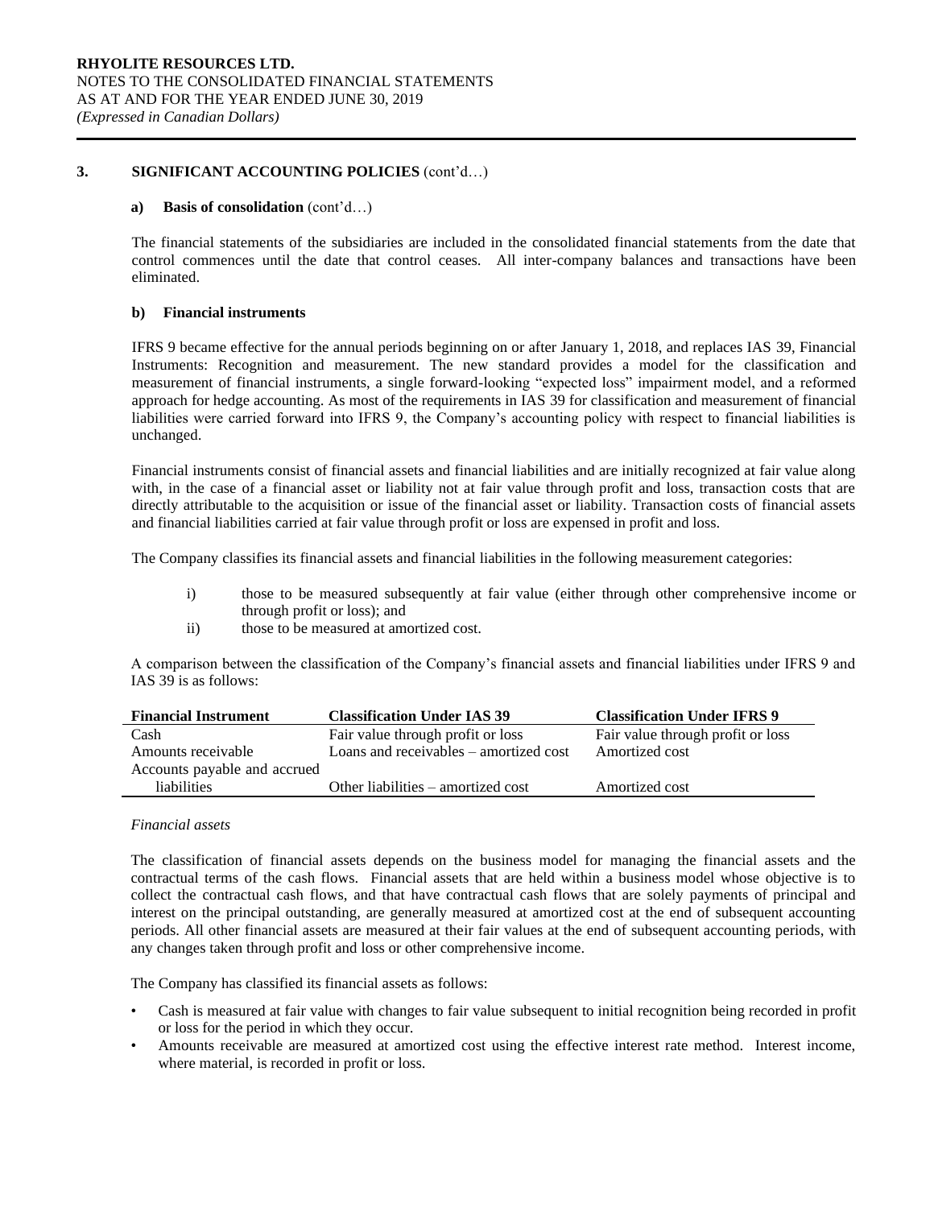## 3. SIGNIFICANT ACCOUNTING POLICIES (cont'd…)

### a) Basis of consolidation (cont'd…)

The financial statements of the subsidiaries are included in the consolidated financial statements from the date that control commences until the date that control ceases. All inter-company balances and transactions have been eliminated.

### b) Financial instruments

IFRS 9 became effective for the annual periods beginning on or after January 1, 2018, and replaces IAS 39, Financial Instruments: Recognition and measurement. The new standard provides a model for the classification and measurement of financial instruments, a single forward-looking "expected loss" impairment model, and a reformed approach for hedge accounting. As most of the requirements in IAS 39 for classification and measurement of financial liabilities were carried forward into IFRS 9, the Company's accounting policy with respect to financial liabilities is unchanged.

Financial instruments consist of financial assets and financial liabilities and are initially recognized at fair value along with, in the case of a financial asset or liability not at fair value through profit and loss, transaction costs that are directly attributable to the acquisition or issue of the financial asset or liability. Transaction costs of financial assets and financial liabilities carried at fair value through profit or loss are expensed in profit and loss.

The Company classifies its financial assets and financial liabilities in the following measurement categories:

i) those to be measured subsequently at fair value (either through other comprehensive income or through profit or loss); and
ii) those to be measured at amortized cost.

A comparison between the classification of the Company's financial assets and financial liabilities under IFRS 9 and IAS 39 is as follows:

| Financial Instrument | Classification Under IAS 39 | Classification Under IFRS 9 |
|---|---|---|
| Cash | Fair value through profit or loss | Fair value through profit or loss |
| Amounts receivable | Loans and receivables – amortized cost | Amortized cost |
| Accounts payable and accrued liabilities | Other liabilities – amortized cost | Amortized cost |

*Financial assets*

The classification of financial assets depends on the business model for managing the financial assets and the contractual terms of the cash flows. Financial assets that are held within a business model whose objective is to collect the contractual cash flows, and that have contractual cash flows that are solely payments of principal and interest on the principal outstanding, are generally measured at amortized cost at the end of subsequent accounting periods. All other financial assets are measured at their fair values at the end of subsequent accounting periods, with any changes taken through profit and loss or other comprehensive income.

The Company has classified its financial assets as follows:

- Cash is measured at fair value with changes to fair value subsequent to initial recognition being recorded in profit or loss for the period in which they occur.
- Amounts receivable are measured at amortized cost using the effective interest rate method. Interest income, where material, is recorded in profit or loss.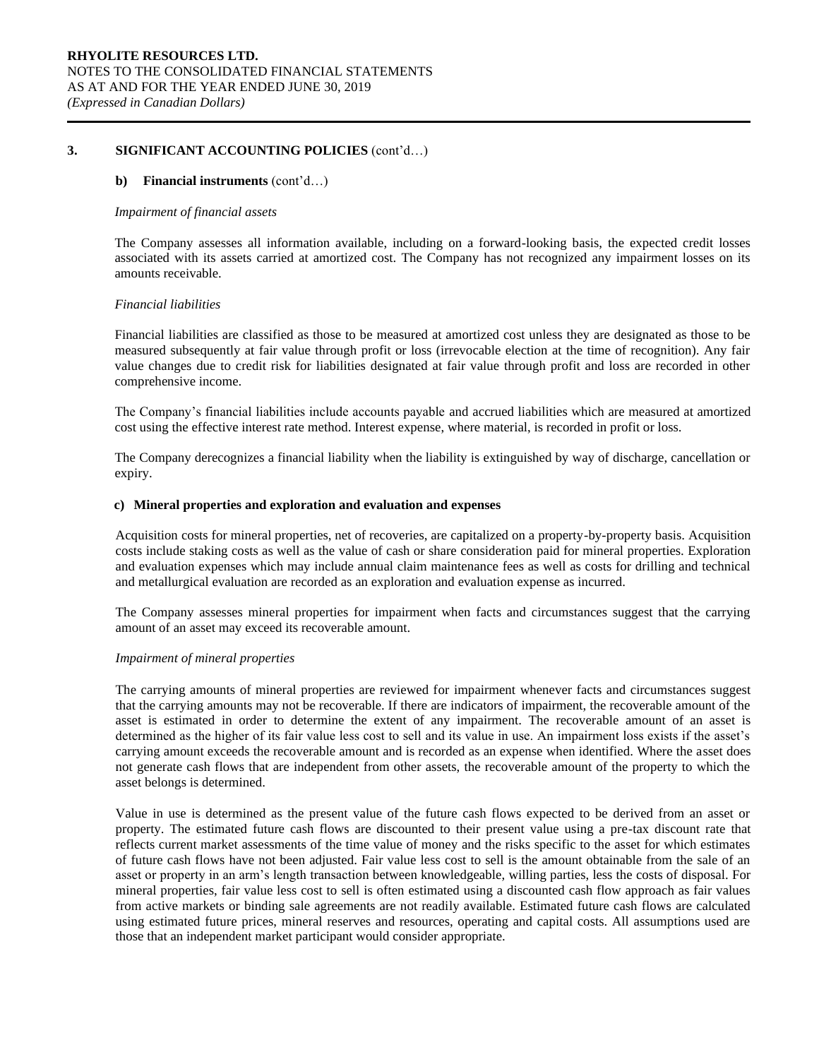## 3. SIGNIFICANT ACCOUNTING POLICIES (cont'd…)

### b) Financial instruments (cont'd…)

*Impairment of financial assets*

The Company assesses all information available, including on a forward-looking basis, the expected credit losses associated with its assets carried at amortized cost. The Company has not recognized any impairment losses on its amounts receivable.

*Financial liabilities*

Financial liabilities are classified as those to be measured at amortized cost unless they are designated as those to be measured subsequently at fair value through profit or loss (irrevocable election at the time of recognition). Any fair value changes due to credit risk for liabilities designated at fair value through profit and loss are recorded in other comprehensive income.

The Company's financial liabilities include accounts payable and accrued liabilities which are measured at amortized cost using the effective interest rate method. Interest expense, where material, is recorded in profit or loss.

The Company derecognizes a financial liability when the liability is extinguished by way of discharge, cancellation or expiry.

### c) Mineral properties and exploration and evaluation and expenses

Acquisition costs for mineral properties, net of recoveries, are capitalized on a property-by-property basis. Acquisition costs include staking costs as well as the value of cash or share consideration paid for mineral properties. Exploration and evaluation expenses which may include annual claim maintenance fees as well as costs for drilling and technical and metallurgical evaluation are recorded as an exploration and evaluation expense as incurred.

The Company assesses mineral properties for impairment when facts and circumstances suggest that the carrying amount of an asset may exceed its recoverable amount.

*Impairment of mineral properties*

The carrying amounts of mineral properties are reviewed for impairment whenever facts and circumstances suggest that the carrying amounts may not be recoverable. If there are indicators of impairment, the recoverable amount of the asset is estimated in order to determine the extent of any impairment. The recoverable amount of an asset is determined as the higher of its fair value less cost to sell and its value in use. An impairment loss exists if the asset's carrying amount exceeds the recoverable amount and is recorded as an expense when identified. Where the asset does not generate cash flows that are independent from other assets, the recoverable amount of the property to which the asset belongs is determined.

Value in use is determined as the present value of the future cash flows expected to be derived from an asset or property. The estimated future cash flows are discounted to their present value using a pre-tax discount rate that reflects current market assessments of the time value of money and the risks specific to the asset for which estimates of future cash flows have not been adjusted. Fair value less cost to sell is the amount obtainable from the sale of an asset or property in an arm's length transaction between knowledgeable, willing parties, less the costs of disposal. For mineral properties, fair value less cost to sell is often estimated using a discounted cash flow approach as fair values from active markets or binding sale agreements are not readily available. Estimated future cash flows are calculated using estimated future prices, mineral reserves and resources, operating and capital costs. All assumptions used are those that an independent market participant would consider appropriate.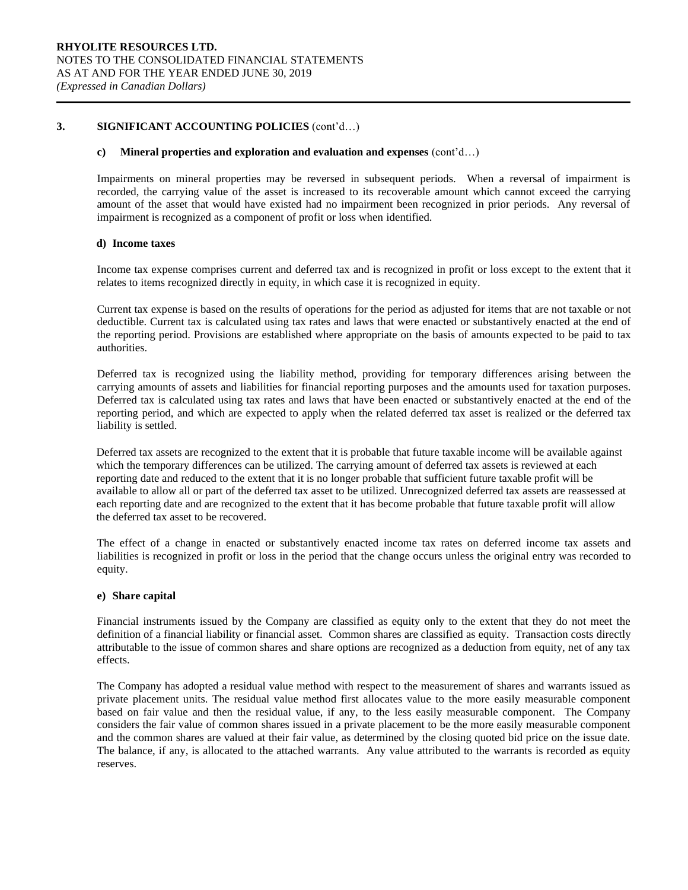## 3. SIGNIFICANT ACCOUNTING POLICIES (cont'd…)

### c) Mineral properties and exploration and evaluation and expenses (cont'd…)

Impairments on mineral properties may be reversed in subsequent periods. When a reversal of impairment is recorded, the carrying value of the asset is increased to its recoverable amount which cannot exceed the carrying amount of the asset that would have existed had no impairment been recognized in prior periods. Any reversal of impairment is recognized as a component of profit or loss when identified.

### d) Income taxes

Income tax expense comprises current and deferred tax and is recognized in profit or loss except to the extent that it relates to items recognized directly in equity, in which case it is recognized in equity.

Current tax expense is based on the results of operations for the period as adjusted for items that are not taxable or not deductible. Current tax is calculated using tax rates and laws that were enacted or substantively enacted at the end of the reporting period. Provisions are established where appropriate on the basis of amounts expected to be paid to tax authorities.

Deferred tax is recognized using the liability method, providing for temporary differences arising between the carrying amounts of assets and liabilities for financial reporting purposes and the amounts used for taxation purposes. Deferred tax is calculated using tax rates and laws that have been enacted or substantively enacted at the end of the reporting period, and which are expected to apply when the related deferred tax asset is realized or the deferred tax liability is settled.

Deferred tax assets are recognized to the extent that it is probable that future taxable income will be available against which the temporary differences can be utilized. The carrying amount of deferred tax assets is reviewed at each reporting date and reduced to the extent that it is no longer probable that sufficient future taxable profit will be available to allow all or part of the deferred tax asset to be utilized. Unrecognized deferred tax assets are reassessed at each reporting date and are recognized to the extent that it has become probable that future taxable profit will allow the deferred tax asset to be recovered.

The effect of a change in enacted or substantively enacted income tax rates on deferred income tax assets and liabilities is recognized in profit or loss in the period that the change occurs unless the original entry was recorded to equity.

### e) Share capital

Financial instruments issued by the Company are classified as equity only to the extent that they do not meet the definition of a financial liability or financial asset. Common shares are classified as equity. Transaction costs directly attributable to the issue of common shares and share options are recognized as a deduction from equity, net of any tax effects.

The Company has adopted a residual value method with respect to the measurement of shares and warrants issued as private placement units. The residual value method first allocates value to the more easily measurable component based on fair value and then the residual value, if any, to the less easily measurable component. The Company considers the fair value of common shares issued in a private placement to be the more easily measurable component and the common shares are valued at their fair value, as determined by the closing quoted bid price on the issue date. The balance, if any, is allocated to the attached warrants. Any value attributed to the warrants is recorded as equity reserves.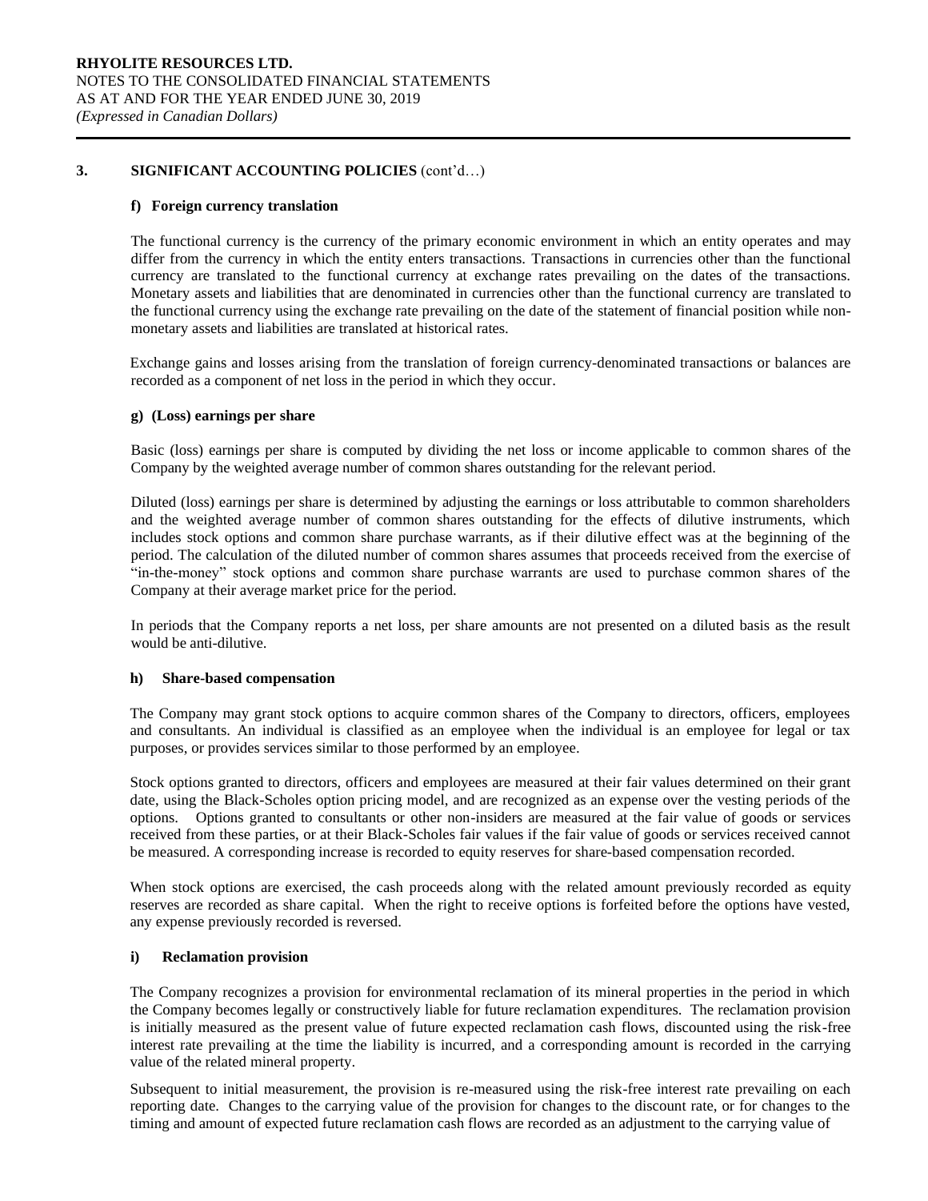## 3. SIGNIFICANT ACCOUNTING POLICIES (cont'd…)

### f) Foreign currency translation

The functional currency is the currency of the primary economic environment in which an entity operates and may differ from the currency in which the entity enters transactions. Transactions in currencies other than the functional currency are translated to the functional currency at exchange rates prevailing on the dates of the transactions. Monetary assets and liabilities that are denominated in currencies other than the functional currency are translated to the functional currency using the exchange rate prevailing on the date of the statement of financial position while non-monetary assets and liabilities are translated at historical rates.

Exchange gains and losses arising from the translation of foreign currency-denominated transactions or balances are recorded as a component of net loss in the period in which they occur.

### g) (Loss) earnings per share

Basic (loss) earnings per share is computed by dividing the net loss or income applicable to common shares of the Company by the weighted average number of common shares outstanding for the relevant period.

Diluted (loss) earnings per share is determined by adjusting the earnings or loss attributable to common shareholders and the weighted average number of common shares outstanding for the effects of dilutive instruments, which includes stock options and common share purchase warrants, as if their dilutive effect was at the beginning of the period. The calculation of the diluted number of common shares assumes that proceeds received from the exercise of "in-the-money" stock options and common share purchase warrants are used to purchase common shares of the Company at their average market price for the period.

In periods that the Company reports a net loss, per share amounts are not presented on a diluted basis as the result would be anti-dilutive.

### h) Share-based compensation

The Company may grant stock options to acquire common shares of the Company to directors, officers, employees and consultants. An individual is classified as an employee when the individual is an employee for legal or tax purposes, or provides services similar to those performed by an employee.

Stock options granted to directors, officers and employees are measured at their fair values determined on their grant date, using the Black-Scholes option pricing model, and are recognized as an expense over the vesting periods of the options. Options granted to consultants or other non-insiders are measured at the fair value of goods or services received from these parties, or at their Black-Scholes fair values if the fair value of goods or services received cannot be measured. A corresponding increase is recorded to equity reserves for share-based compensation recorded.

When stock options are exercised, the cash proceeds along with the related amount previously recorded as equity reserves are recorded as share capital. When the right to receive options is forfeited before the options have vested, any expense previously recorded is reversed.

### i) Reclamation provision

The Company recognizes a provision for environmental reclamation of its mineral properties in the period in which the Company becomes legally or constructively liable for future reclamation expenditures. The reclamation provision is initially measured as the present value of future expected reclamation cash flows, discounted using the risk-free interest rate prevailing at the time the liability is incurred, and a corresponding amount is recorded in the carrying value of the related mineral property.

Subsequent to initial measurement, the provision is re-measured using the risk-free interest rate prevailing on each reporting date. Changes to the carrying value of the provision for changes to the discount rate, or for changes to the timing and amount of expected future reclamation cash flows are recorded as an adjustment to the carrying value of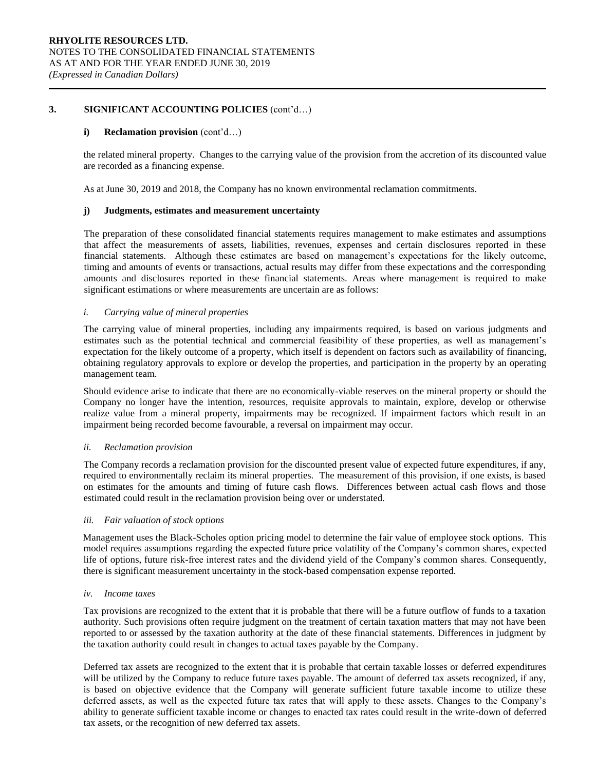## 3. SIGNIFICANT ACCOUNTING POLICIES (cont'd…)

### i) Reclamation provision (cont'd…)

the related mineral property. Changes to the carrying value of the provision from the accretion of its discounted value are recorded as a financing expense.

As at June 30, 2019 and 2018, the Company has no known environmental reclamation commitments.

### j) Judgments, estimates and measurement uncertainty

The preparation of these consolidated financial statements requires management to make estimates and assumptions that affect the measurements of assets, liabilities, revenues, expenses and certain disclosures reported in these financial statements. Although these estimates are based on management's expectations for the likely outcome, timing and amounts of events or transactions, actual results may differ from these expectations and the corresponding amounts and disclosures reported in these financial statements. Areas where management is required to make significant estimations or where measurements are uncertain are as follows:

*i. Carrying value of mineral properties*

The carrying value of mineral properties, including any impairments required, is based on various judgments and estimates such as the potential technical and commercial feasibility of these properties, as well as management's expectation for the likely outcome of a property, which itself is dependent on factors such as availability of financing, obtaining regulatory approvals to explore or develop the properties, and participation in the property by an operating management team.

Should evidence arise to indicate that there are no economically-viable reserves on the mineral property or should the Company no longer have the intention, resources, requisite approvals to maintain, explore, develop or otherwise realize value from a mineral property, impairments may be recognized. If impairment factors which result in an impairment being recorded become favourable, a reversal on impairment may occur.

*ii. Reclamation provision*

The Company records a reclamation provision for the discounted present value of expected future expenditures, if any, required to environmentally reclaim its mineral properties. The measurement of this provision, if one exists, is based on estimates for the amounts and timing of future cash flows. Differences between actual cash flows and those estimated could result in the reclamation provision being over or understated.

*iii. Fair valuation of stock options*

Management uses the Black-Scholes option pricing model to determine the fair value of employee stock options. This model requires assumptions regarding the expected future price volatility of the Company's common shares, expected life of options, future risk-free interest rates and the dividend yield of the Company's common shares. Consequently, there is significant measurement uncertainty in the stock-based compensation expense reported.

*iv. Income taxes*

Tax provisions are recognized to the extent that it is probable that there will be a future outflow of funds to a taxation authority. Such provisions often require judgment on the treatment of certain taxation matters that may not have been reported to or assessed by the taxation authority at the date of these financial statements. Differences in judgment by the taxation authority could result in changes to actual taxes payable by the Company.

Deferred tax assets are recognized to the extent that it is probable that certain taxable losses or deferred expenditures will be utilized by the Company to reduce future taxes payable. The amount of deferred tax assets recognized, if any, is based on objective evidence that the Company will generate sufficient future taxable income to utilize these deferred assets, as well as the expected future tax rates that will apply to these assets. Changes to the Company's ability to generate sufficient taxable income or changes to enacted tax rates could result in the write-down of deferred tax assets, or the recognition of new deferred tax assets.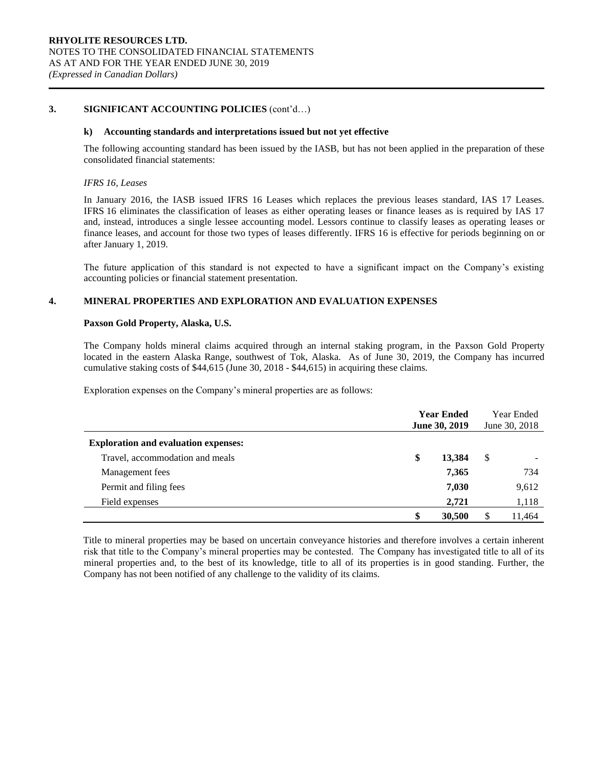## 3. SIGNIFICANT ACCOUNTING POLICIES (cont'd…)

### k) Accounting standards and interpretations issued but not yet effective

The following accounting standard has been issued by the IASB, but has not been applied in the preparation of these consolidated financial statements:

*IFRS 16, Leases*

In January 2016, the IASB issued IFRS 16 Leases which replaces the previous leases standard, IAS 17 Leases. IFRS 16 eliminates the classification of leases as either operating leases or finance leases as is required by IAS 17 and, instead, introduces a single lessee accounting model. Lessors continue to classify leases as operating leases or finance leases, and account for those two types of leases differently. IFRS 16 is effective for periods beginning on or after January 1, 2019.

The future application of this standard is not expected to have a significant impact on the Company's existing accounting policies or financial statement presentation.

## 4. MINERAL PROPERTIES AND EXPLORATION AND EVALUATION EXPENSES

**Paxson Gold Property, Alaska, U.S.**

The Company holds mineral claims acquired through an internal staking program, in the Paxson Gold Property located in the eastern Alaska Range, southwest of Tok, Alaska. As of June 30, 2019, the Company has incurred cumulative staking costs of $44,615 (June 30, 2018 - $44,615) in acquiring these claims.

Exploration expenses on the Company's mineral properties are as follows:

| | **Year Ended June 30, 2019** | Year Ended June 30, 2018 |
|---|---|---|
| **Exploration and evaluation expenses:** | | |
| Travel, accommodation and meals | **$ 13,384** | $ - |
| Management fees | **7,365** | 734 |
| Permit and filing fees | **7,030** | 9,612 |
| Field expenses | **2,721** | 1,118 |
| | **$ 30,500** | $ 11,464 |

Title to mineral properties may be based on uncertain conveyance histories and therefore involves a certain inherent risk that title to the Company's mineral properties may be contested. The Company has investigated title to all of its mineral properties and, to the best of its knowledge, title to all of its properties is in good standing. Further, the Company has not been notified of any challenge to the validity of its claims.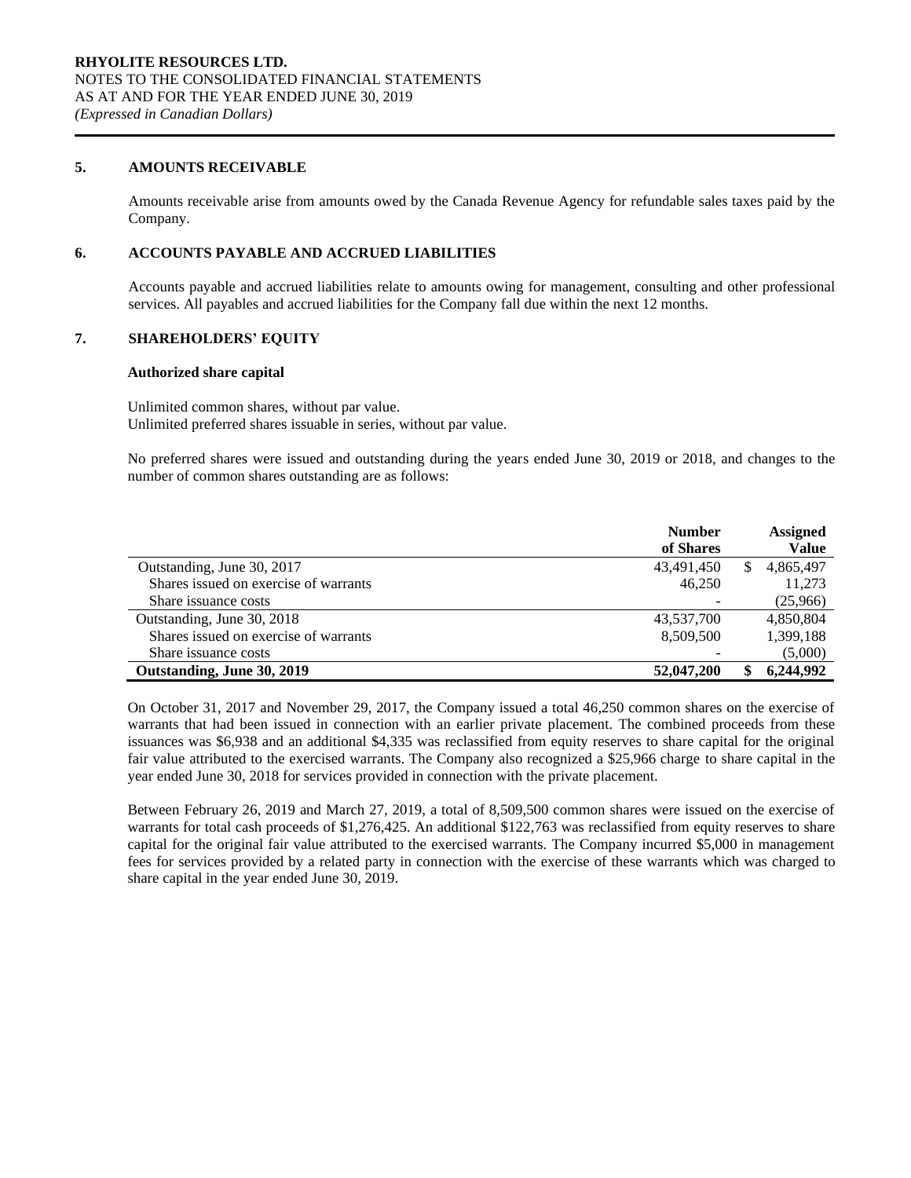## 5. AMOUNTS RECEIVABLE

Amounts receivable arise from amounts owed by the Canada Revenue Agency for refundable sales taxes paid by the Company.

## 6. ACCOUNTS PAYABLE AND ACCRUED LIABILITIES

Accounts payable and accrued liabilities relate to amounts owing for management, consulting and other professional services. All payables and accrued liabilities for the Company fall due within the next 12 months.

## 7. SHAREHOLDERS' EQUITY

### Authorized share capital

Unlimited common shares, without par value.
Unlimited preferred shares issuable in series, without par value.

No preferred shares were issued and outstanding during the years ended June 30, 2019 or 2018, and changes to the number of common shares outstanding are as follows:

| | Number of Shares | Assigned Value |
|---|---|---|
| Outstanding, June 30, 2017 | 43,491,450 | $ 4,865,497 |
| Shares issued on exercise of warrants | 46,250 | 11,273 |
| Share issuance costs | - | (25,966) |
| Outstanding, June 30, 2018 | 43,537,700 | 4,850,804 |
| Shares issued on exercise of warrants | 8,509,500 | 1,399,188 |
| Share issuance costs | - | (5,000) |
| **Outstanding, June 30, 2019** | **52,047,200** | **$ 6,244,992** |

On October 31, 2017 and November 29, 2017, the Company issued a total 46,250 common shares on the exercise of warrants that had been issued in connection with an earlier private placement. The combined proceeds from these issuances was $6,938 and an additional $4,335 was reclassified from equity reserves to share capital for the original fair value attributed to the exercised warrants. The Company also recognized a $25,966 charge to share capital in the year ended June 30, 2018 for services provided in connection with the private placement.

Between February 26, 2019 and March 27, 2019, a total of 8,509,500 common shares were issued on the exercise of warrants for total cash proceeds of $1,276,425. An additional $122,763 was reclassified from equity reserves to share capital for the original fair value attributed to the exercised warrants. The Company incurred $5,000 in management fees for services provided by a related party in connection with the exercise of these warrants which was charged to share capital in the year ended June 30, 2019.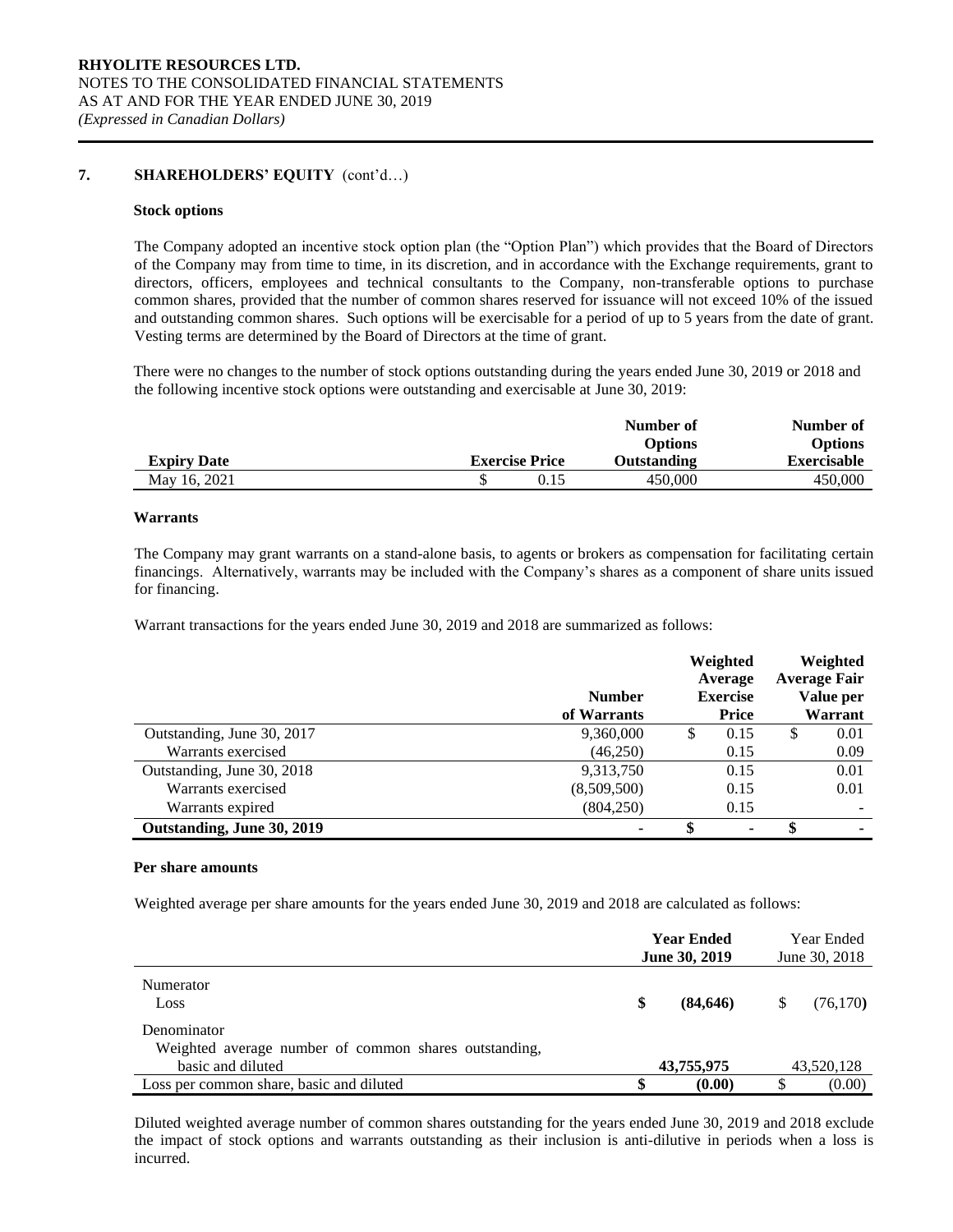## 7. SHAREHOLDERS' EQUITY (cont'd…)

### Stock options

The Company adopted an incentive stock option plan (the "Option Plan") which provides that the Board of Directors of the Company may from time to time, in its discretion, and in accordance with the Exchange requirements, grant to directors, officers, employees and technical consultants to the Company, non-transferable options to purchase common shares, provided that the number of common shares reserved for issuance will not exceed 10% of the issued and outstanding common shares. Such options will be exercisable for a period of up to 5 years from the date of grant. Vesting terms are determined by the Board of Directors at the time of grant.

There were no changes to the number of stock options outstanding during the years ended June 30, 2019 or 2018 and the following incentive stock options were outstanding and exercisable at June 30, 2019:

| Expiry Date | Exercise Price | Number of Options Outstanding | Number of Options Exercisable |
|---|---|---|---|
| May 16, 2021 | $ 0.15 | 450,000 | 450,000 |

### Warrants

The Company may grant warrants on a stand-alone basis, to agents or brokers as compensation for facilitating certain financings. Alternatively, warrants may be included with the Company's shares as a component of share units issued for financing.

Warrant transactions for the years ended June 30, 2019 and 2018 are summarized as follows:

| | Number of Warrants | Weighted Average Exercise Price | Weighted Average Fair Value per Warrant |
|---|---|---|---|
| Outstanding, June 30, 2017 | 9,360,000 | $ 0.15 | $ 0.01 |
| Warrants exercised | (46,250) | 0.15 | 0.09 |
| Outstanding, June 30, 2018 | 9,313,750 | 0.15 | 0.01 |
| Warrants exercised | (8,509,500) | 0.15 | 0.01 |
| Warrants expired | (804,250) | 0.15 | - |
| **Outstanding, June 30, 2019** | **-** | **$ -** | **$ -** |

### Per share amounts

Weighted average per share amounts for the years ended June 30, 2019 and 2018 are calculated as follows:

| | **Year Ended June 30, 2019** | Year Ended June 30, 2018 |
|---|---|---|
| Numerator | | |
| Loss | **$ (84,646)** | $ (76,170) |
| Denominator | | |
| Weighted average number of common shares outstanding, basic and diluted | **43,755,975** | 43,520,128 |
| Loss per common share, basic and diluted | **$ (0.00)** | $ (0.00) |

Diluted weighted average number of common shares outstanding for the years ended June 30, 2019 and 2018 exclude the impact of stock options and warrants outstanding as their inclusion is anti-dilutive in periods when a loss is incurred.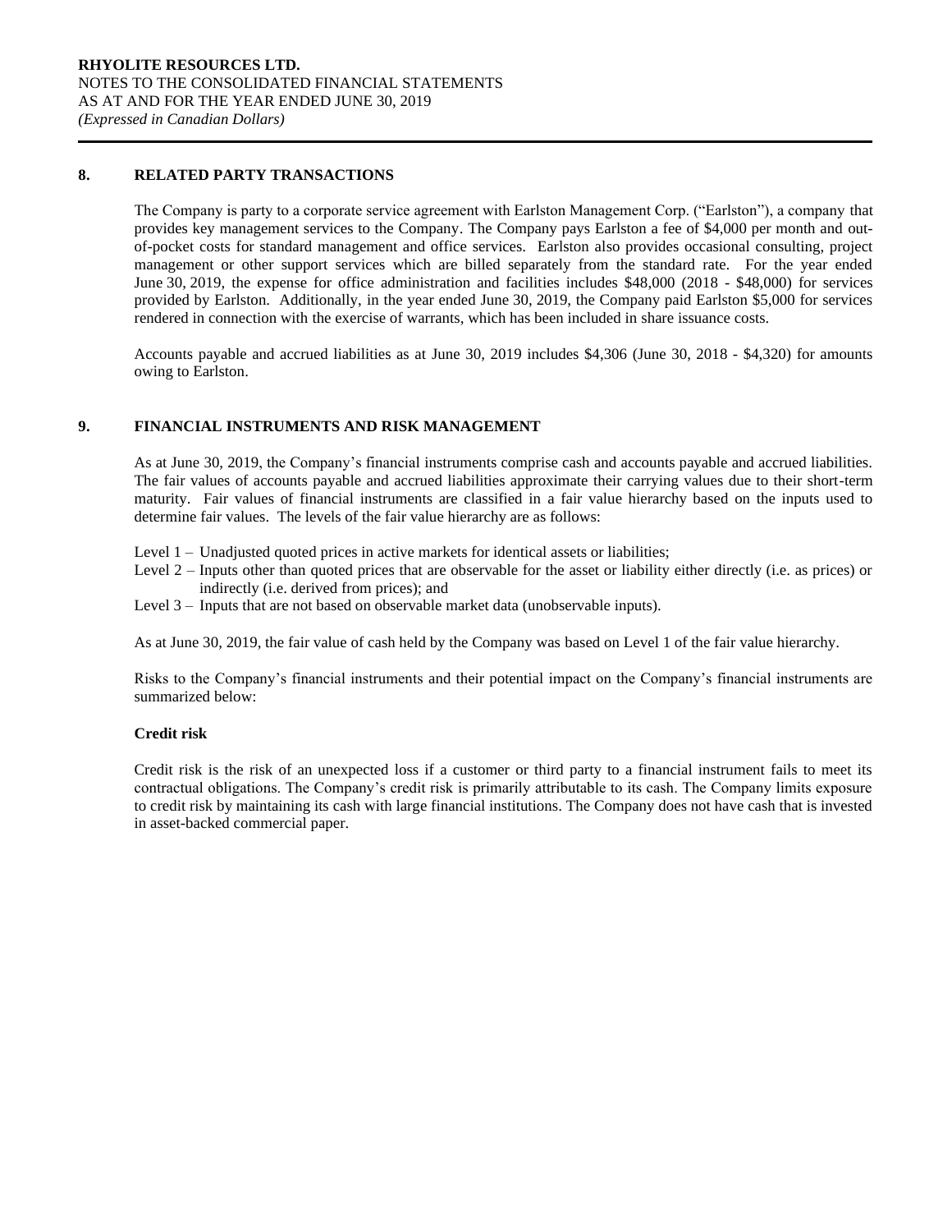## 8. RELATED PARTY TRANSACTIONS

The Company is party to a corporate service agreement with Earlston Management Corp. ("Earlston"), a company that provides key management services to the Company. The Company pays Earlston a fee of $4,000 per month and out-of-pocket costs for standard management and office services. Earlston also provides occasional consulting, project management or other support services which are billed separately from the standard rate. For the year ended June 30, 2019, the expense for office administration and facilities includes $48,000 (2018 - $48,000) for services provided by Earlston. Additionally, in the year ended June 30, 2019, the Company paid Earlston $5,000 for services rendered in connection with the exercise of warrants, which has been included in share issuance costs.

Accounts payable and accrued liabilities as at June 30, 2019 includes $4,306 (June 30, 2018 - $4,320) for amounts owing to Earlston.

## 9. FINANCIAL INSTRUMENTS AND RISK MANAGEMENT

As at June 30, 2019, the Company's financial instruments comprise cash and accounts payable and accrued liabilities. The fair values of accounts payable and accrued liabilities approximate their carrying values due to their short-term maturity. Fair values of financial instruments are classified in a fair value hierarchy based on the inputs used to determine fair values. The levels of the fair value hierarchy are as follows:

- Level 1 – Unadjusted quoted prices in active markets for identical assets or liabilities;
- Level 2 – Inputs other than quoted prices that are observable for the asset or liability either directly (i.e. as prices) or indirectly (i.e. derived from prices); and
- Level 3 – Inputs that are not based on observable market data (unobservable inputs).

As at June 30, 2019, the fair value of cash held by the Company was based on Level 1 of the fair value hierarchy.

Risks to the Company's financial instruments and their potential impact on the Company's financial instruments are summarized below:

**Credit risk**

Credit risk is the risk of an unexpected loss if a customer or third party to a financial instrument fails to meet its contractual obligations. The Company's credit risk is primarily attributable to its cash. The Company limits exposure to credit risk by maintaining its cash with large financial institutions. The Company does not have cash that is invested in asset-backed commercial paper.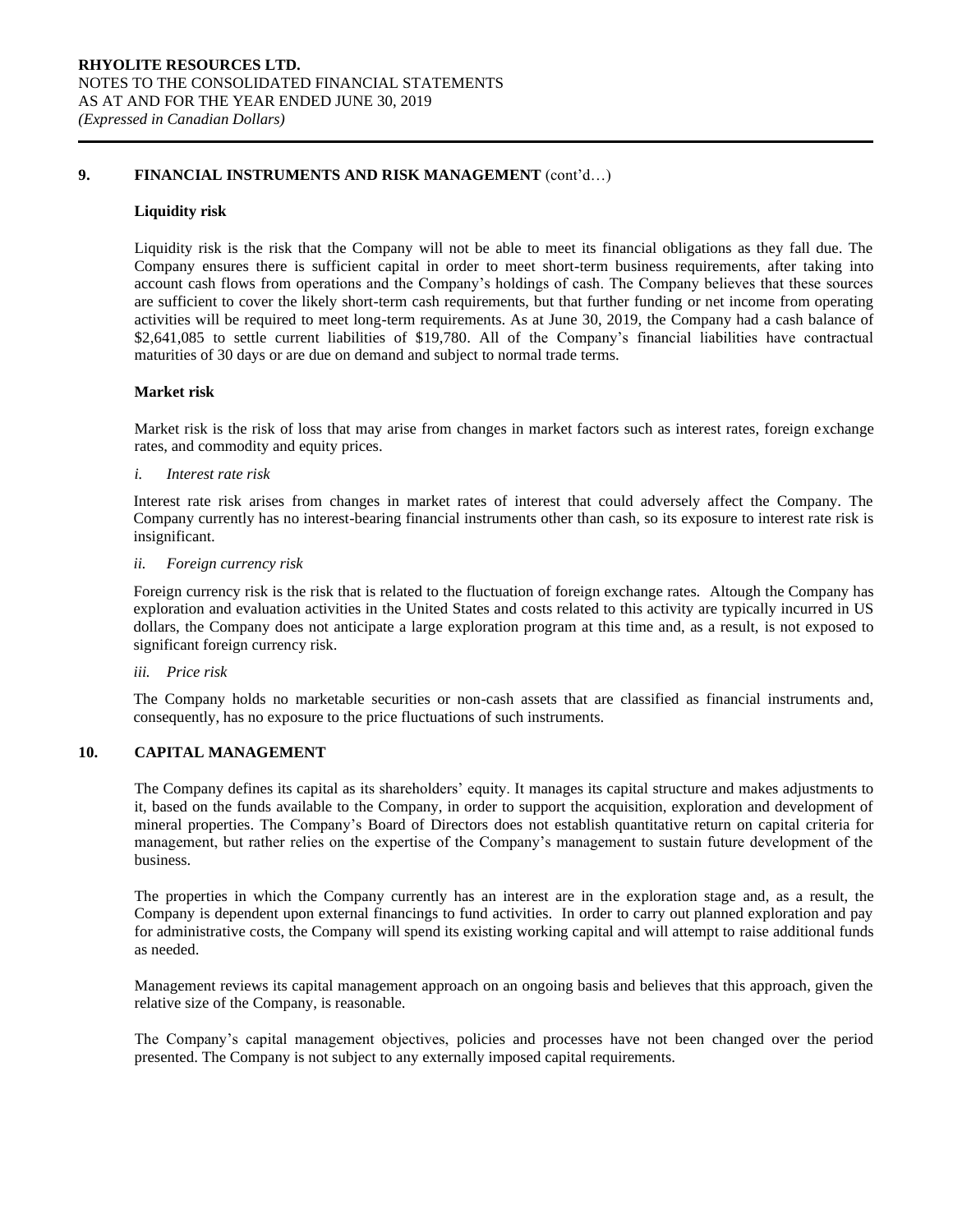## 9. FINANCIAL INSTRUMENTS AND RISK MANAGEMENT (cont'd…)

### Liquidity risk

Liquidity risk is the risk that the Company will not be able to meet its financial obligations as they fall due. The Company ensures there is sufficient capital in order to meet short-term business requirements, after taking into account cash flows from operations and the Company's holdings of cash. The Company believes that these sources are sufficient to cover the likely short-term cash requirements, but that further funding or net income from operating activities will be required to meet long-term requirements. As at June 30, 2019, the Company had a cash balance of $2,641,085 to settle current liabilities of $19,780. All of the Company's financial liabilities have contractual maturities of 30 days or are due on demand and subject to normal trade terms.

### Market risk

Market risk is the risk of loss that may arise from changes in market factors such as interest rates, foreign exchange rates, and commodity and equity prices.

*i. Interest rate risk*

Interest rate risk arises from changes in market rates of interest that could adversely affect the Company. The Company currently has no interest-bearing financial instruments other than cash, so its exposure to interest rate risk is insignificant.

*ii. Foreign currency risk*

Foreign currency risk is the risk that is related to the fluctuation of foreign exchange rates. Altough the Company has exploration and evaluation activities in the United States and costs related to this activity are typically incurred in US dollars, the Company does not anticipate a large exploration program at this time and, as a result, is not exposed to significant foreign currency risk.

*iii. Price risk*

The Company holds no marketable securities or non-cash assets that are classified as financial instruments and, consequently, has no exposure to the price fluctuations of such instruments.

## 10. CAPITAL MANAGEMENT

The Company defines its capital as its shareholders' equity. It manages its capital structure and makes adjustments to it, based on the funds available to the Company, in order to support the acquisition, exploration and development of mineral properties. The Company's Board of Directors does not establish quantitative return on capital criteria for management, but rather relies on the expertise of the Company's management to sustain future development of the business.

The properties in which the Company currently has an interest are in the exploration stage and, as a result, the Company is dependent upon external financings to fund activities. In order to carry out planned exploration and pay for administrative costs, the Company will spend its existing working capital and will attempt to raise additional funds as needed.

Management reviews its capital management approach on an ongoing basis and believes that this approach, given the relative size of the Company, is reasonable.

The Company's capital management objectives, policies and processes have not been changed over the period presented. The Company is not subject to any externally imposed capital requirements.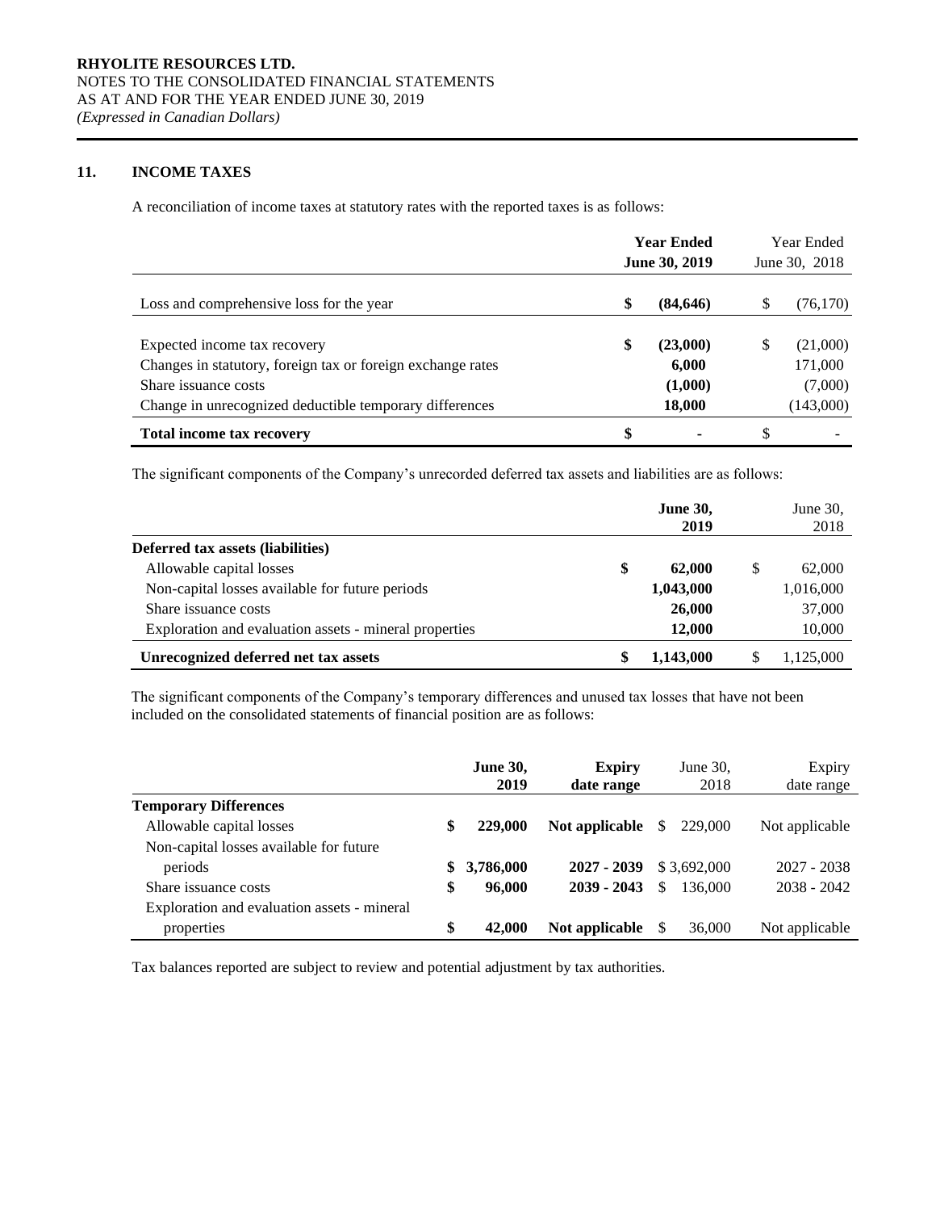**RHYOLITE RESOURCES LTD.**
NOTES TO THE CONSOLIDATED FINANCIAL STATEMENTS
AS AT AND FOR THE YEAR ENDED JUNE 30, 2019
*(Expressed in Canadian Dollars)*

## 11. INCOME TAXES

A reconciliation of income taxes at statutory rates with the reported taxes is as follows:

| | **Year Ended June 30, 2019** | Year Ended June 30, 2018 |
|---|---|---|
| Loss and comprehensive loss for the year | **$ (84,646)** | $ (76,170) |
| Expected income tax recovery | **$ (23,000)** | $ (21,000) |
| Changes in statutory, foreign tax or foreign exchange rates | **6,000** | 171,000 |
| Share issuance costs | **(1,000)** | (7,000) |
| Change in unrecognized deductible temporary differences | **18,000** | (143,000) |
| **Total income tax recovery** | **$ -** | $ - |

The significant components of the Company's unrecorded deferred tax assets and liabilities are as follows:

| | **June 30, 2019** | June 30, 2018 |
|---|---|---|
| **Deferred tax assets (liabilities)** | | |
| Allowable capital losses | **$ 62,000** | $ 62,000 |
| Non-capital losses available for future periods | **1,043,000** | 1,016,000 |
| Share issuance costs | **26,000** | 37,000 |
| Exploration and evaluation assets - mineral properties | **12,000** | 10,000 |
| **Unrecognized deferred net tax assets** | **$ 1,143,000** | $ 1,125,000 |

The significant components of the Company's temporary differences and unused tax losses that have not been included on the consolidated statements of financial position are as follows:

| | **June 30, 2019** | **Expiry date range** | June 30, 2018 | Expiry date range |
|---|---|---|---|---|
| **Temporary Differences** | | | | |
| Allowable capital losses | **$ 229,000** | **Not applicable** | $ 229,000 | Not applicable |
| Non-capital losses available for future periods | **$ 3,786,000** | **2027 - 2039** | $ 3,692,000 | 2027 - 2038 |
| Share issuance costs | **$ 96,000** | **2039 - 2043** | $ 136,000 | 2038 - 2042 |
| Exploration and evaluation assets - mineral properties | **$ 42,000** | **Not applicable** | $ 36,000 | Not applicable |

Tax balances reported are subject to review and potential adjustment by tax authorities.